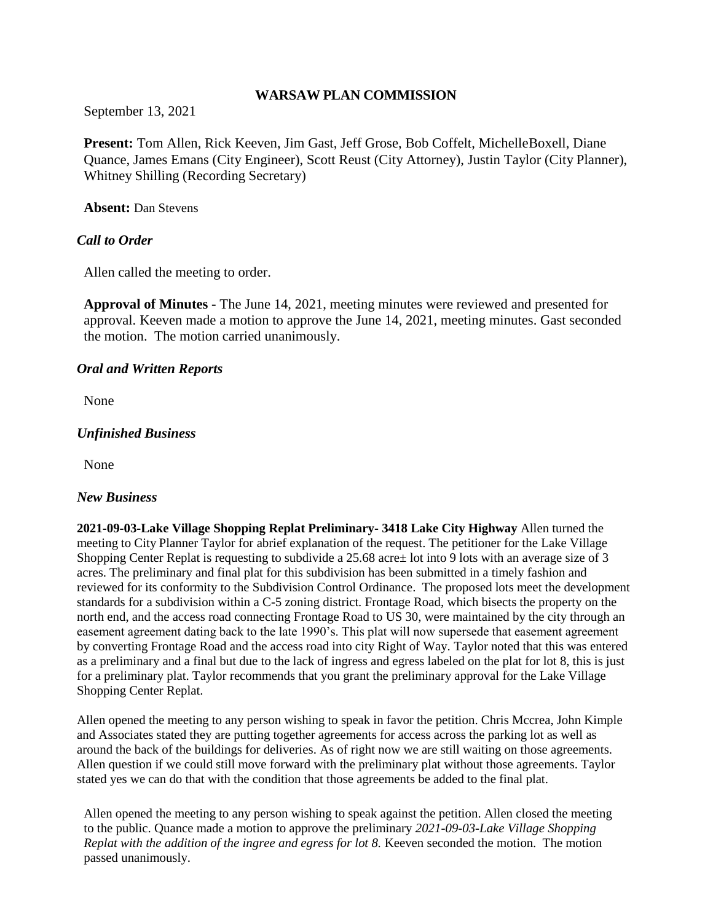# WARSAW PLAN COMMISSION

September 13, 2021

**Present:** Tom Allen, Rick Keeven, Jim Gast, Jeff Grose, Bob Coffelt, MichelleBoxell, Diane Quance, James Emans (City Engineer), Scott Reust (City Attorney), Justin Taylor (City Planner), Whitney Shilling (Recording Secretary)

**Absent:** Dan Stevens

### *Call to Order*

Allen called the meeting to order.

**Approval of Minutes -** The June 14, 2021, meeting minutes were reviewed and presented for approval. Keeven made a motion to approve the June 14, 2021, meeting minutes. Gast seconded the motion. The motion carried unanimously.

### *Oral and Written Reports*

None

### *Unfinished Business*

None

### *New Business*

**2021-09-03-Lake Village Shopping Replat Preliminary- 3418 Lake City Highway** Allen turned the meeting to City Planner Taylor for abrief explanation of the request. The petitioner for the Lake Village Shopping Center Replat is requesting to subdivide a 25.68 acre± lot into 9 lots with an average size of 3 acres. The preliminary and final plat for this subdivision has been submitted in a timely fashion and reviewed for its conformity to the Subdivision Control Ordinance. The proposed lots meet the development standards for a subdivision within a C-5 zoning district. Frontage Road, which bisects the property on the north end, and the access road connecting Frontage Road to US 30, were maintained by the city through an easement agreement dating back to the late 1990's. This plat will now supersede that easement agreement by converting Frontage Road and the access road into city Right of Way. Taylor noted that this was entered as a preliminary and a final but due to the lack of ingress and egress labeled on the plat for lot 8, this is just for a preliminary plat. Taylor recommends that you grant the preliminary approval for the Lake Village Shopping Center Replat.

Allen opened the meeting to any person wishing to speak in favor the petition. Chris Mccrea, John Kimple and Associates stated they are putting together agreements for access across the parking lot as well as around the back of the buildings for deliveries. As of right now we are still waiting on those agreements. Allen question if we could still move forward with the preliminary plat without those agreements. Taylor stated yes we can do that with the condition that those agreements be added to the final plat.

Allen opened the meeting to any person wishing to speak against the petition. Allen closed the meeting to the public. Quance made a motion to approve the preliminary *2021-09-03-Lake Village Shopping Replat with the addition of the ingree and egress for lot 8.* Keeven seconded the motion. The motion passed unanimously.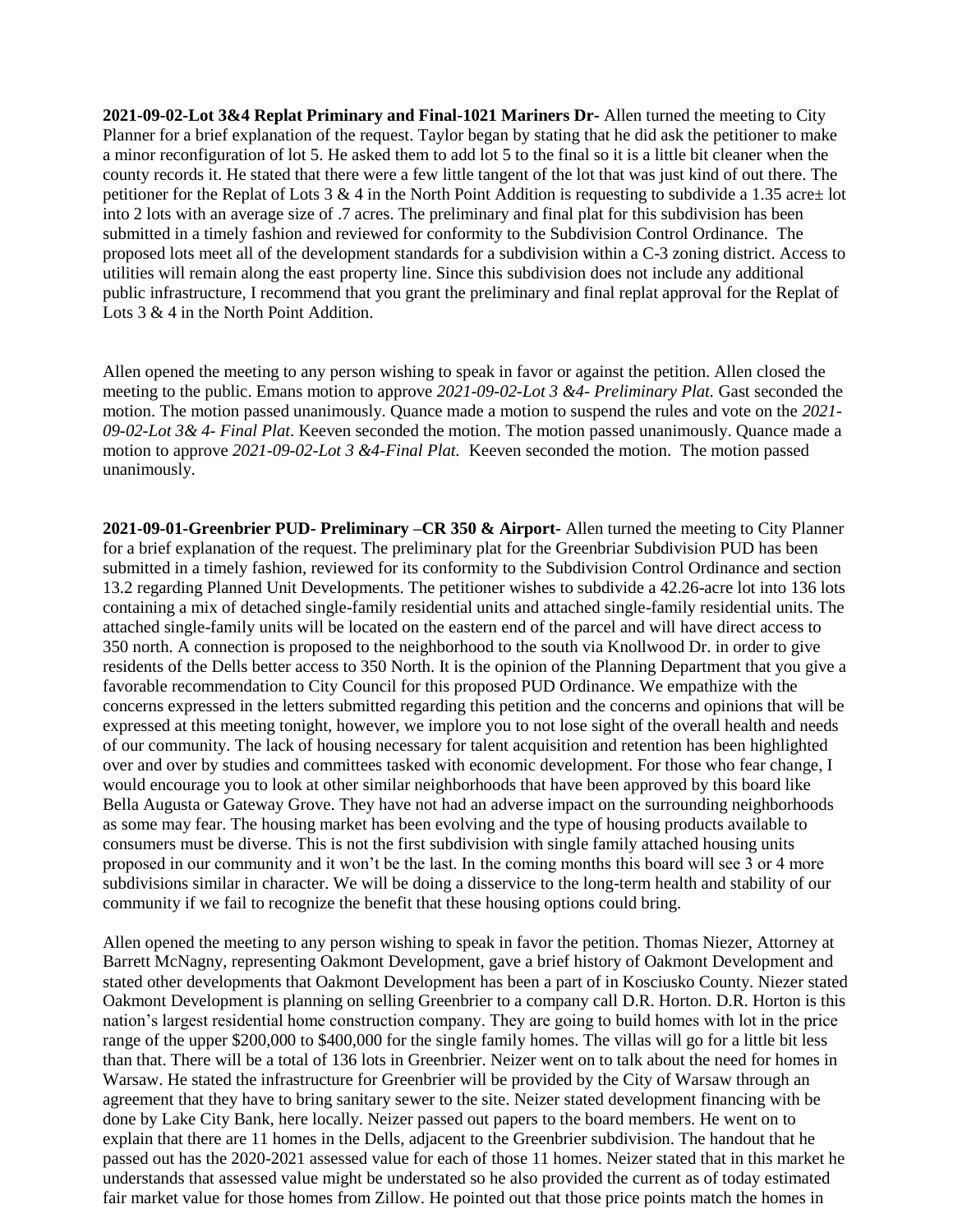**2021-09-02-Lot 3&4 Replat Priminary and Final-1021 Mariners Dr-** Allen turned the meeting to City Planner for a brief explanation of the request. Taylor began by stating that he did ask the petitioner to make a minor reconfiguration of lot 5. He asked them to add lot 5 to the final so it is a little bit cleaner when the county records it. He stated that there were a few little tangent of the lot that was just kind of out there. The petitioner for the Replat of Lots 3 & 4 in the North Point Addition is requesting to subdivide a 1.35 acre± lot into 2 lots with an average size of .7 acres. The preliminary and final plat for this subdivision has been submitted in a timely fashion and reviewed for conformity to the Subdivision Control Ordinance. The proposed lots meet all of the development standards for a subdivision within a C-3 zoning district. Access to utilities will remain along the east property line. Since this subdivision does not include any additional public infrastructure, I recommend that you grant the preliminary and final replat approval for the Replat of Lots 3 & 4 in the North Point Addition.

Allen opened the meeting to any person wishing to speak in favor or against the petition. Allen closed the meeting to the public. Emans motion to approve *2021-09-02-Lot 3 &4- Preliminary Plat.* Gast seconded the motion. The motion passed unanimously. Quance made a motion to suspend the rules and vote on the *2021-09-02-Lot 3& 4- Final Plat*. Keeven seconded the motion. The motion passed unanimously. Quance made a motion to approve *2021-09-02-Lot 3 &4-Final Plat.* Keeven seconded the motion. The motion passed unanimously.

**2021-09-01-Greenbrier PUD- Preliminary –CR 350 & Airport-** Allen turned the meeting to City Planner for a brief explanation of the request. The preliminary plat for the Greenbriar Subdivision PUD has been submitted in a timely fashion, reviewed for its conformity to the Subdivision Control Ordinance and section 13.2 regarding Planned Unit Developments. The petitioner wishes to subdivide a 42.26-acre lot into 136 lots containing a mix of detached single-family residential units and attached single-family residential units. The attached single-family units will be located on the eastern end of the parcel and will have direct access to 350 north. A connection is proposed to the neighborhood to the south via Knollwood Dr. in order to give residents of the Dells better access to 350 North. It is the opinion of the Planning Department that you give a favorable recommendation to City Council for this proposed PUD Ordinance. We empathize with the concerns expressed in the letters submitted regarding this petition and the concerns and opinions that will be expressed at this meeting tonight, however, we implore you to not lose sight of the overall health and needs of our community. The lack of housing necessary for talent acquisition and retention has been highlighted over and over by studies and committees tasked with economic development. For those who fear change, I would encourage you to look at other similar neighborhoods that have been approved by this board like Bella Augusta or Gateway Grove. They have not had an adverse impact on the surrounding neighborhoods as some may fear. The housing market has been evolving and the type of housing products available to consumers must be diverse. This is not the first subdivision with single family attached housing units proposed in our community and it won't be the last. In the coming months this board will see 3 or 4 more subdivisions similar in character. We will be doing a disservice to the long-term health and stability of our community if we fail to recognize the benefit that these housing options could bring.

Allen opened the meeting to any person wishing to speak in favor the petition. Thomas Niezer, Attorney at Barrett McNagny, representing Oakmont Development, gave a brief history of Oakmont Development and stated other developments that Oakmont Development has been a part of in Kosciusko County. Niezer stated Oakmont Development is planning on selling Greenbrier to a company call D.R. Horton. D.R. Horton is this nation's largest residential home construction company. They are going to build homes with lot in the price range of the upper $200,000 to $400,000 for the single family homes. The villas will go for a little bit less than that. There will be a total of 136 lots in Greenbrier. Neizer went on to talk about the need for homes in Warsaw. He stated the infrastructure for Greenbrier will be provided by the City of Warsaw through an agreement that they have to bring sanitary sewer to the site. Neizer stated development financing with be done by Lake City Bank, here locally. Neizer passed out papers to the board members. He went on to explain that there are 11 homes in the Dells, adjacent to the Greenbrier subdivision. The handout that he passed out has the 2020-2021 assessed value for each of those 11 homes. Neizer stated that in this market he understands that assessed value might be understated so he also provided the current as of today estimated fair market value for those homes from Zillow. He pointed out that those price points match the homes in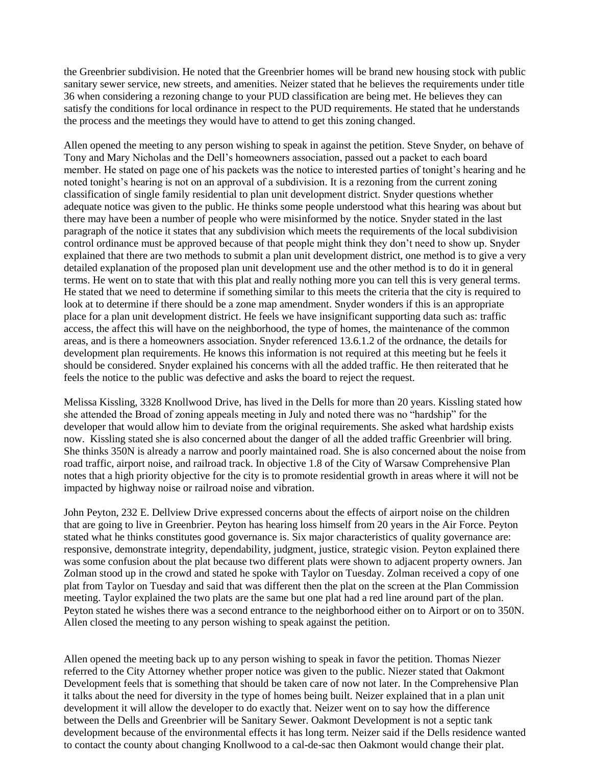the Greenbrier subdivision. He noted that the Greenbrier homes will be brand new housing stock with public sanitary sewer service, new streets, and amenities. Neizer stated that he believes the requirements under title 36 when considering a rezoning change to your PUD classification are being met. He believes they can satisfy the conditions for local ordinance in respect to the PUD requirements. He stated that he understands the process and the meetings they would have to attend to get this zoning changed.

Allen opened the meeting to any person wishing to speak in against the petition. Steve Snyder, on behave of Tony and Mary Nicholas and the Dell's homeowners association, passed out a packet to each board member. He stated on page one of his packets was the notice to interested parties of tonight's hearing and he noted tonight's hearing is not on an approval of a subdivision. It is a rezoning from the current zoning classification of single family residential to plan unit development district. Snyder questions whether adequate notice was given to the public. He thinks some people understood what this hearing was about but there may have been a number of people who were misinformed by the notice. Snyder stated in the last paragraph of the notice it states that any subdivision which meets the requirements of the local subdivision control ordinance must be approved because of that people might think they don't need to show up. Snyder explained that there are two methods to submit a plan unit development district, one method is to give a very detailed explanation of the proposed plan unit development use and the other method is to do it in general terms. He went on to state that with this plat and really nothing more you can tell this is very general terms. He stated that we need to determine if something similar to this meets the criteria that the city is required to look at to determine if there should be a zone map amendment. Snyder wonders if this is an appropriate place for a plan unit development district. He feels we have insignificant supporting data such as: traffic access, the affect this will have on the neighborhood, the type of homes, the maintenance of the common areas, and is there a homeowners association. Snyder referenced 13.6.1.2 of the ordnance, the details for development plan requirements. He knows this information is not required at this meeting but he feels it should be considered. Snyder explained his concerns with all the added traffic. He then reiterated that he feels the notice to the public was defective and asks the board to reject the request.

Melissa Kissling, 3328 Knollwood Drive, has lived in the Dells for more than 20 years. Kissling stated how she attended the Broad of zoning appeals meeting in July and noted there was no "hardship" for the developer that would allow him to deviate from the original requirements. She asked what hardship exists now. Kissling stated she is also concerned about the danger of all the added traffic Greenbrier will bring. She thinks 350N is already a narrow and poorly maintained road. She is also concerned about the noise from road traffic, airport noise, and railroad track. In objective 1.8 of the City of Warsaw Comprehensive Plan notes that a high priority objective for the city is to promote residential growth in areas where it will not be impacted by highway noise or railroad noise and vibration.

John Peyton, 232 E. Dellview Drive expressed concerns about the effects of airport noise on the children that are going to live in Greenbrier. Peyton has hearing loss himself from 20 years in the Air Force. Peyton stated what he thinks constitutes good governance is. Six major characteristics of quality governance are: responsive, demonstrate integrity, dependability, judgment, justice, strategic vision. Peyton explained there was some confusion about the plat because two different plats were shown to adjacent property owners. Jan Zolman stood up in the crowd and stated he spoke with Taylor on Tuesday. Zolman received a copy of one plat from Taylor on Tuesday and said that was different then the plat on the screen at the Plan Commission meeting. Taylor explained the two plats are the same but one plat had a red line around part of the plan. Peyton stated he wishes there was a second entrance to the neighborhood either on to Airport or on to 350N. Allen closed the meeting to any person wishing to speak against the petition.

Allen opened the meeting back up to any person wishing to speak in favor the petition. Thomas Niezer referred to the City Attorney whether proper notice was given to the public. Niezer stated that Oakmont Development feels that is something that should be taken care of now not later. In the Comprehensive Plan it talks about the need for diversity in the type of homes being built. Neizer explained that in a plan unit development it will allow the developer to do exactly that. Neizer went on to say how the difference between the Dells and Greenbrier will be Sanitary Sewer. Oakmont Development is not a septic tank development because of the environmental effects it has long term. Neizer said if the Dells residence wanted to contact the county about changing Knollwood to a cal-de-sac then Oakmont would change their plat.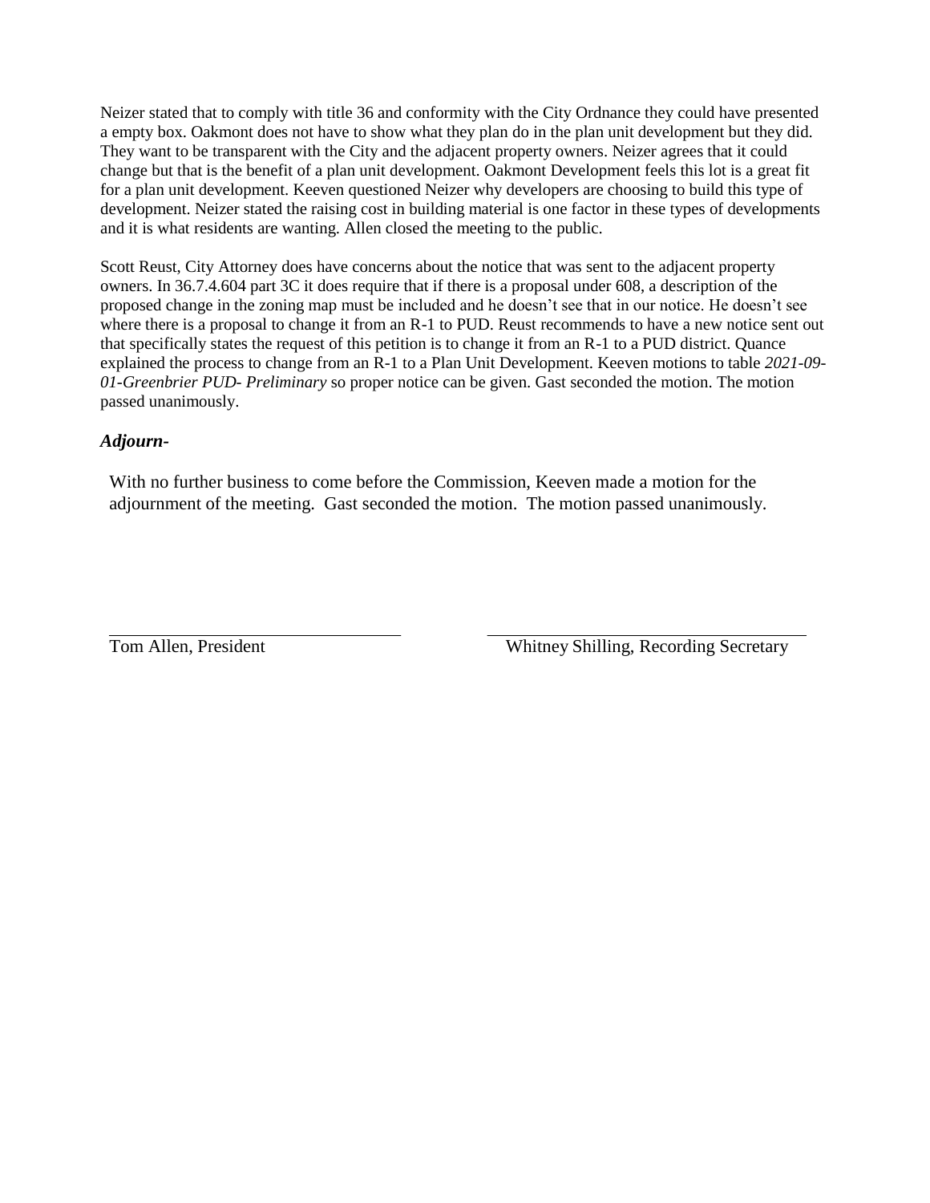Neizer stated that to comply with title 36 and conformity with the City Ordnance they could have presented a empty box. Oakmont does not have to show what they plan do in the plan unit development but they did. They want to be transparent with the City and the adjacent property owners. Neizer agrees that it could change but that is the benefit of a plan unit development. Oakmont Development feels this lot is a great fit for a plan unit development. Keeven questioned Neizer why developers are choosing to build this type of development. Neizer stated the raising cost in building material is one factor in these types of developments and it is what residents are wanting. Allen closed the meeting to the public.

Scott Reust, City Attorney does have concerns about the notice that was sent to the adjacent property owners. In 36.7.4.604 part 3C it does require that if there is a proposal under 608, a description of the proposed change in the zoning map must be included and he doesn't see that in our notice. He doesn't see where there is a proposal to change it from an R-1 to PUD. Reust recommends to have a new notice sent out that specifically states the request of this petition is to change it from an R-1 to a PUD district. Quance explained the process to change from an R-1 to a Plan Unit Development. Keeven motions to table *2021-09-01-Greenbrier PUD- Preliminary* so proper notice can be given. Gast seconded the motion. The motion passed unanimously.

***Adjourn-***

With no further business to come before the Commission, Keeven made a motion for the adjournment of the meeting. Gast seconded the motion. The motion passed unanimously.

Tom Allen, President

Whitney Shilling, Recording Secretary